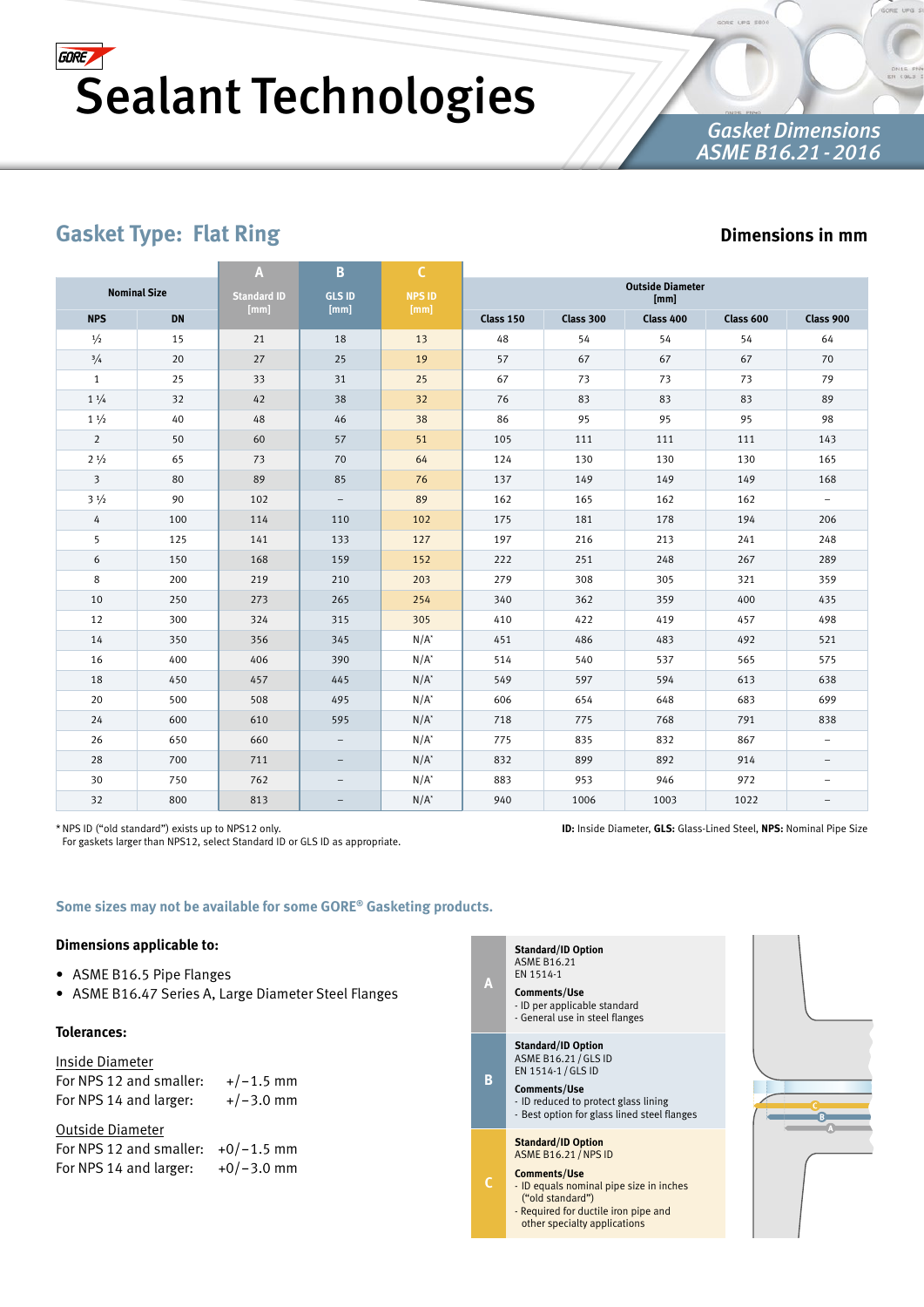# GORE Sealant Technologies

**Gasket Dimensions ASME B16.21 - 2016**

## Gasket Type: Flat Ring

**Dimensions in mm**

| Nominal Size | | A Standard ID [mm] | B GLS ID [mm] | C NPS ID [mm] | Outside Diameter [mm] | | | | |
|---|---|---|---|---|---|---|---|---|---|
| NPS | DN | | | | Class 150 | Class 300 | Class 400 | Class 600 | Class 900 |
| ½ | 15 | 21 | 18 | 13 | 48 | 54 | 54 | 54 | 64 |
| ¾ | 20 | 27 | 25 | 19 | 57 | 67 | 67 | 67 | 70 |
| 1 | 25 | 33 | 31 | 25 | 67 | 73 | 73 | 73 | 79 |
| 1 ¼ | 32 | 42 | 38 | 32 | 76 | 83 | 83 | 83 | 89 |
| 1 ½ | 40 | 48 | 46 | 38 | 86 | 95 | 95 | 95 | 98 |
| 2 | 50 | 60 | 57 | 51 | 105 | 111 | 111 | 111 | 143 |
| 2 ½ | 65 | 73 | 70 | 64 | 124 | 130 | 130 | 130 | 165 |
| 3 | 80 | 89 | 85 | 76 | 137 | 149 | 149 | 149 | 168 |
| 3 ½ | 90 | 102 | – | 89 | 162 | 165 | 162 | 162 | – |
| 4 | 100 | 114 | 110 | 102 | 175 | 181 | 178 | 194 | 206 |
| 5 | 125 | 141 | 133 | 127 | 197 | 216 | 213 | 241 | 248 |
| 6 | 150 | 168 | 159 | 152 | 222 | 251 | 248 | 267 | 289 |
| 8 | 200 | 219 | 210 | 203 | 279 | 308 | 305 | 321 | 359 |
| 10 | 250 | 273 | 265 | 254 | 340 | 362 | 359 | 400 | 435 |
| 12 | 300 | 324 | 315 | 305 | 410 | 422 | 419 | 457 | 498 |
| 14 | 350 | 356 | 345 | N/A* | 451 | 486 | 483 | 492 | 521 |
| 16 | 400 | 406 | 390 | N/A* | 514 | 540 | 537 | 565 | 575 |
| 18 | 450 | 457 | 445 | N/A* | 549 | 597 | 594 | 613 | 638 |
| 20 | 500 | 508 | 495 | N/A* | 606 | 654 | 648 | 683 | 699 |
| 24 | 600 | 610 | 595 | N/A* | 718 | 775 | 768 | 791 | 838 |
| 26 | 650 | 660 | – | N/A* | 775 | 835 | 832 | 867 | – |
| 28 | 700 | 711 | – | N/A* | 832 | 899 | 892 | 914 | – |
| 30 | 750 | 762 | – | N/A* | 883 | 953 | 946 | 972 | – |
| 32 | 800 | 813 | – | N/A* | 940 | 1006 | 1003 | 1022 | – |

\* NPS ID ("old standard") exists up to NPS12 only.
For gaskets larger than NPS12, select Standard ID or GLS ID as appropriate.

**ID:** Inside Diameter, **GLS:** Glass-Lined Steel, **NPS:** Nominal Pipe Size

**Some sizes may not be available for some GORE® Gasketing products.**

### Dimensions applicable to:

- ASME B16.5 Pipe Flanges
- ASME B16.47 Series A, Large Diameter Steel Flanges

### Tolerances:

Inside Diameter
For NPS 12 and smaller: +/−1.5 mm
For NPS 14 and larger: +/−3.0 mm

Outside Diameter
For NPS 12 and smaller: +0/−1.5 mm
For NPS 14 and larger: +0/−3.0 mm

| | Standard/ID Option | Comments/Use |
|---|---|---|
| A | ASME B16.21<br>EN 1514-1 | - ID per applicable standard<br>- General use in steel flanges |
| B | ASME B16.21 / GLS ID<br>EN 1514-1 / GLS ID | - ID reduced to protect glass lining<br>- Best option for glass lined steel flanges |
| C | ASME B16.21 / NPS ID | - ID equals nominal pipe size in inches ("old standard")<br>- Required for ductile iron pipe and other specialty applications |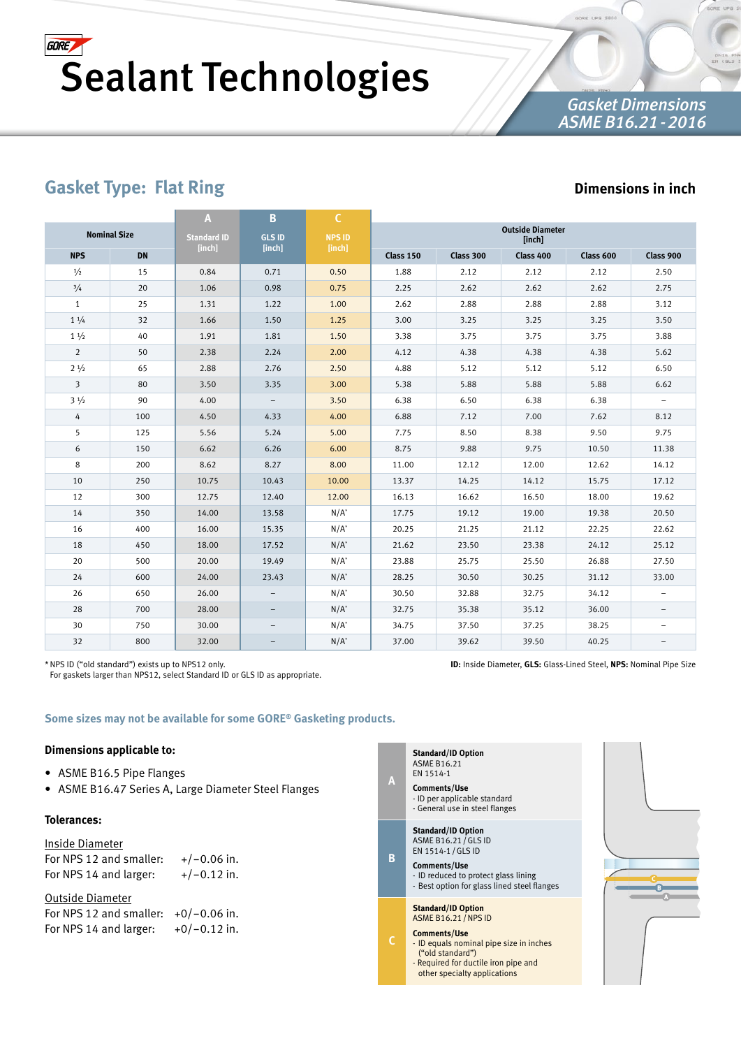# Sealant Technologies

*Gasket Dimensions*
*ASME B16.21 - 2016*

## Gasket Type: Flat Ring

**Dimensions in inch**

| Nominal Size | | A | B | C | Outside Diameter [inch] | | | | |
|---|---|---|---|---|---|---|---|---|---|
| NPS | DN | Standard ID [inch] | GLS ID [inch] | NPS ID [inch] | Class 150 | Class 300 | Class 400 | Class 600 | Class 900 |
| ½ | 15 | 0.84 | 0.71 | 0.50 | 1.88 | 2.12 | 2.12 | 2.12 | 2.50 |
| ¾ | 20 | 1.06 | 0.98 | 0.75 | 2.25 | 2.62 | 2.62 | 2.62 | 2.75 |
| 1 | 25 | 1.31 | 1.22 | 1.00 | 2.62 | 2.88 | 2.88 | 2.88 | 3.12 |
| 1 ¼ | 32 | 1.66 | 1.50 | 1.25 | 3.00 | 3.25 | 3.25 | 3.25 | 3.50 |
| 1 ½ | 40 | 1.91 | 1.81 | 1.50 | 3.38 | 3.75 | 3.75 | 3.75 | 3.88 |
| 2 | 50 | 2.38 | 2.24 | 2.00 | 4.12 | 4.38 | 4.38 | 4.38 | 5.62 |
| 2 ½ | 65 | 2.88 | 2.76 | 2.50 | 4.88 | 5.12 | 5.12 | 5.12 | 6.50 |
| 3 | 80 | 3.50 | 3.35 | 3.00 | 5.38 | 5.88 | 5.88 | 5.88 | 6.62 |
| 3 ½ | 90 | 4.00 | – | 3.50 | 6.38 | 6.50 | 6.38 | 6.38 | – |
| 4 | 100 | 4.50 | 4.33 | 4.00 | 6.88 | 7.12 | 7.00 | 7.62 | 8.12 |
| 5 | 125 | 5.56 | 5.24 | 5.00 | 7.75 | 8.50 | 8.38 | 9.50 | 9.75 |
| 6 | 150 | 6.62 | 6.26 | 6.00 | 8.75 | 9.88 | 9.75 | 10.50 | 11.38 |
| 8 | 200 | 8.62 | 8.27 | 8.00 | 11.00 | 12.12 | 12.00 | 12.62 | 14.12 |
| 10 | 250 | 10.75 | 10.43 | 10.00 | 13.37 | 14.25 | 14.12 | 15.75 | 17.12 |
| 12 | 300 | 12.75 | 12.40 | 12.00 | 16.13 | 16.62 | 16.50 | 18.00 | 19.62 |
| 14 | 350 | 14.00 | 13.58 | N/A* | 17.75 | 19.12 | 19.00 | 19.38 | 20.50 |
| 16 | 400 | 16.00 | 15.35 | N/A* | 20.25 | 21.25 | 21.12 | 22.25 | 22.62 |
| 18 | 450 | 18.00 | 17.52 | N/A* | 21.62 | 23.50 | 23.38 | 24.12 | 25.12 |
| 20 | 500 | 20.00 | 19.49 | N/A* | 23.88 | 25.75 | 25.50 | 26.88 | 27.50 |
| 24 | 600 | 24.00 | 23.43 | N/A* | 28.25 | 30.50 | 30.25 | 31.12 | 33.00 |
| 26 | 650 | 26.00 | – | N/A* | 30.50 | 32.88 | 32.75 | 34.12 | – |
| 28 | 700 | 28.00 | – | N/A* | 32.75 | 35.38 | 35.12 | 36.00 | – |
| 30 | 750 | 30.00 | – | N/A* | 34.75 | 37.50 | 37.25 | 38.25 | – |
| 32 | 800 | 32.00 | – | N/A* | 37.00 | 39.62 | 39.50 | 40.25 | – |

\* NPS ID ("old standard") exists up to NPS12 only.
For gaskets larger than NPS12, select Standard ID or GLS ID as appropriate.

**ID:** Inside Diameter, **GLS:** Glass-Lined Steel, **NPS:** Nominal Pipe Size

**Some sizes may not be available for some GORE® Gasketing products.**

### Dimensions applicable to:

- ASME B16.5 Pipe Flanges
- ASME B16.47 Series A, Large Diameter Steel Flanges

### Tolerances:

Inside Diameter
For NPS 12 and smaller: +/−0.06 in.
For NPS 14 and larger: +/−0.12 in.

Outside Diameter
For NPS 12 and smaller: +0/−0.06 in.
For NPS 14 and larger: +0/−0.12 in.

| | |
|---|---|
| **A** | **Standard/ID Option**<br>ASME B16.21<br>EN 1514-1<br>**Comments/Use**<br>- ID per applicable standard<br>- General use in steel flanges |
| **B** | **Standard/ID Option**<br>ASME B16.21 / GLS ID<br>EN 1514-1 / GLS ID<br>**Comments/Use**<br>- ID reduced to protect glass lining<br>- Best option for glass lined steel flanges |
| **C** | **Standard/ID Option**<br>ASME B16.21 / NPS ID<br>**Comments/Use**<br>- ID equals nominal pipe size in inches ("old standard")<br>- Required for ductile iron pipe and other specialty applications |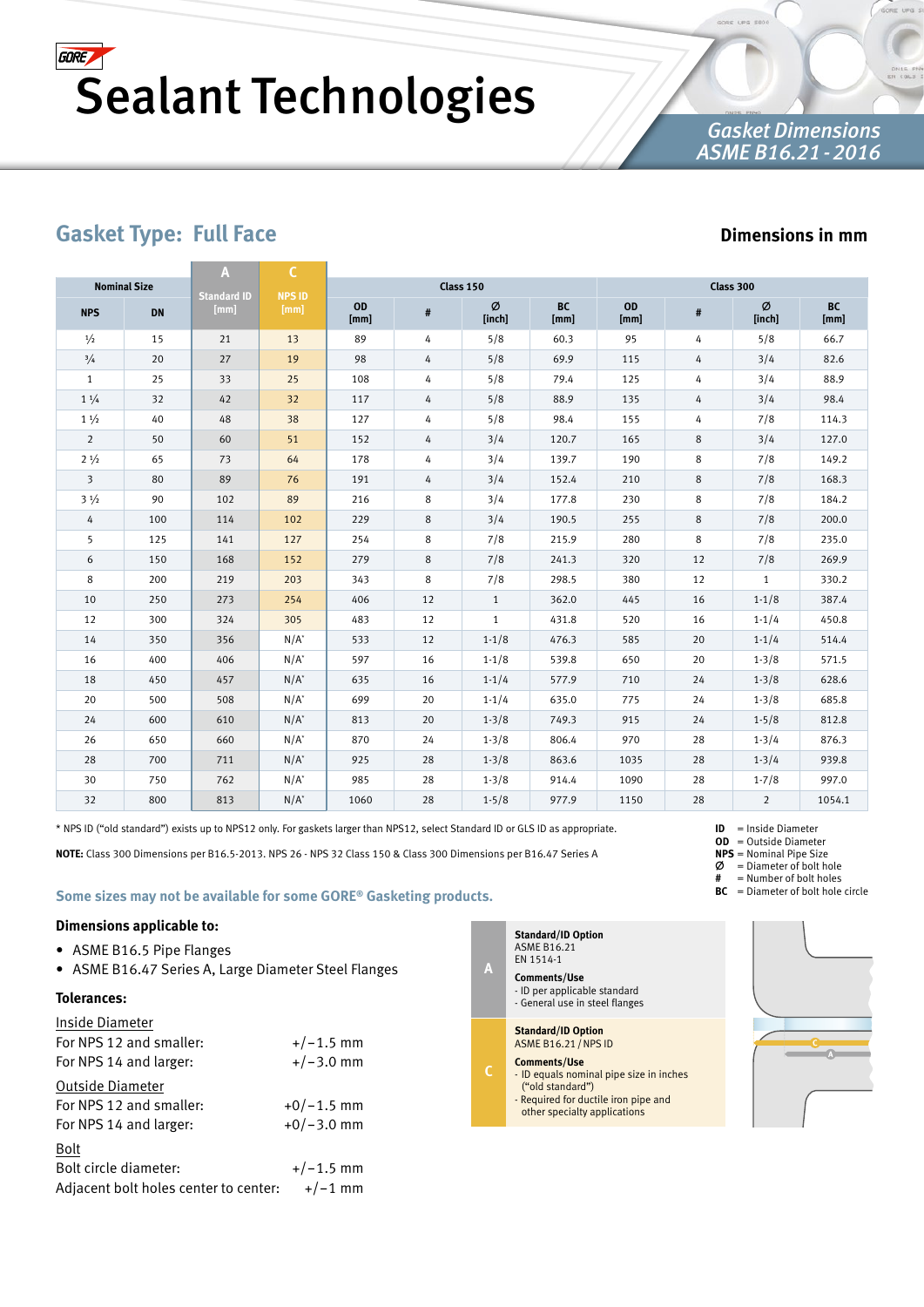# Sealant Technologies

**Gasket Dimensions ASME B16.21 - 2016**

## Gasket Type: Full Face

**Dimensions in mm**

| Nominal Size | | A | C | Class 150 | | | | Class 300 | | | |
|---|---|---|---|---|---|---|---|---|---|---|---|
| NPS | DN | Standard ID [mm] | NPS ID [mm] | OD [mm] | # | Ø [inch] | BC [mm] | OD [mm] | # | Ø [inch] | BC [mm] |
| ½ | 15 | 21 | 13 | 89 | 4 | 5/8 | 60.3 | 95 | 4 | 5/8 | 66.7 |
| ¾ | 20 | 27 | 19 | 98 | 4 | 5/8 | 69.9 | 115 | 4 | 3/4 | 82.6 |
| 1 | 25 | 33 | 25 | 108 | 4 | 5/8 | 79.4 | 125 | 4 | 3/4 | 88.9 |
| 1 ¼ | 32 | 42 | 32 | 117 | 4 | 5/8 | 88.9 | 135 | 4 | 3/4 | 98.4 |
| 1 ½ | 40 | 48 | 38 | 127 | 4 | 5/8 | 98.4 | 155 | 4 | 7/8 | 114.3 |
| 2 | 50 | 60 | 51 | 152 | 4 | 3/4 | 120.7 | 165 | 8 | 3/4 | 127.0 |
| 2 ½ | 65 | 73 | 64 | 178 | 4 | 3/4 | 139.7 | 190 | 8 | 7/8 | 149.2 |
| 3 | 80 | 89 | 76 | 191 | 4 | 3/4 | 152.4 | 210 | 8 | 7/8 | 168.3 |
| 3 ½ | 90 | 102 | 89 | 216 | 8 | 3/4 | 177.8 | 230 | 8 | 7/8 | 184.2 |
| 4 | 100 | 114 | 102 | 229 | 8 | 3/4 | 190.5 | 255 | 8 | 7/8 | 200.0 |
| 5 | 125 | 141 | 127 | 254 | 8 | 7/8 | 215.9 | 280 | 8 | 7/8 | 235.0 |
| 6 | 150 | 168 | 152 | 279 | 8 | 7/8 | 241.3 | 320 | 12 | 7/8 | 269.9 |
| 8 | 200 | 219 | 203 | 343 | 8 | 7/8 | 298.5 | 380 | 12 | 1 | 330.2 |
| 10 | 250 | 273 | 254 | 406 | 12 | 1 | 362.0 | 445 | 16 | 1-1/8 | 387.4 |
| 12 | 300 | 324 | 305 | 483 | 12 | 1 | 431.8 | 520 | 16 | 1-1/4 | 450.8 |
| 14 | 350 | 356 | N/A* | 533 | 12 | 1-1/8 | 476.3 | 585 | 20 | 1-1/4 | 514.4 |
| 16 | 400 | 406 | N/A* | 597 | 16 | 1-1/8 | 539.8 | 650 | 20 | 1-3/8 | 571.5 |
| 18 | 450 | 457 | N/A* | 635 | 16 | 1-1/4 | 577.9 | 710 | 24 | 1-3/8 | 628.6 |
| 20 | 500 | 508 | N/A* | 699 | 20 | 1-1/4 | 635.0 | 775 | 24 | 1-3/8 | 685.8 |
| 24 | 600 | 610 | N/A* | 813 | 20 | 1-3/8 | 749.3 | 915 | 24 | 1-5/8 | 812.8 |
| 26 | 650 | 660 | N/A* | 870 | 24 | 1-3/8 | 806.4 | 970 | 28 | 1-3/4 | 876.3 |
| 28 | 700 | 711 | N/A* | 925 | 28 | 1-3/8 | 863.6 | 1035 | 28 | 1-3/4 | 939.8 |
| 30 | 750 | 762 | N/A* | 985 | 28 | 1-3/8 | 914.4 | 1090 | 28 | 1-7/8 | 997.0 |
| 32 | 800 | 813 | N/A* | 1060 | 28 | 1-5/8 | 977.9 | 1150 | 28 | 2 | 1054.1 |

\* NPS ID ("old standard") exists up to NPS12 only. For gaskets larger than NPS12, select Standard ID or GLS ID as appropriate.

**NOTE:** Class 300 Dimensions per B16.5-2013. NPS 26 - NPS 32 Class 150 & Class 300 Dimensions per B16.47 Series A

**ID** = Inside Diameter
**OD** = Outside Diameter
**NPS** = Nominal Pipe Size
**Ø** = Diameter of bolt hole
**#** = Number of bolt holes
**BC** = Diameter of bolt hole circle

**Some sizes may not be available for some GORE® Gasketing products.**

### Dimensions applicable to:

- ASME B16.5 Pipe Flanges
- ASME B16.47 Series A, Large Diameter Steel Flanges

### Tolerances:

Inside Diameter

| | |
|---|---|
| For NPS 12 and smaller: | +/−1.5 mm |
| For NPS 14 and larger: | +/−3.0 mm |

Outside Diameter

| | |
|---|---|
| For NPS 12 and smaller: | +0/−1.5 mm |
| For NPS 14 and larger: | +0/−3.0 mm |

Bolt

| | |
|---|---|
| Bolt circle diameter: | +/−1.5 mm |
| Adjacent bolt holes center to center: | +/−1 mm |

| | |
|---|---|
| A | **Standard/ID Option**<br>ASME B16.21<br>EN 1514-1<br>**Comments/Use**<br>- ID per applicable standard<br>- General use in steel flanges |
| C | **Standard/ID Option**<br>ASME B16.21 / NPS ID<br>**Comments/Use**<br>- ID equals nominal pipe size in inches ("old standard")<br>- Required for ductile iron pipe and other specialty applications |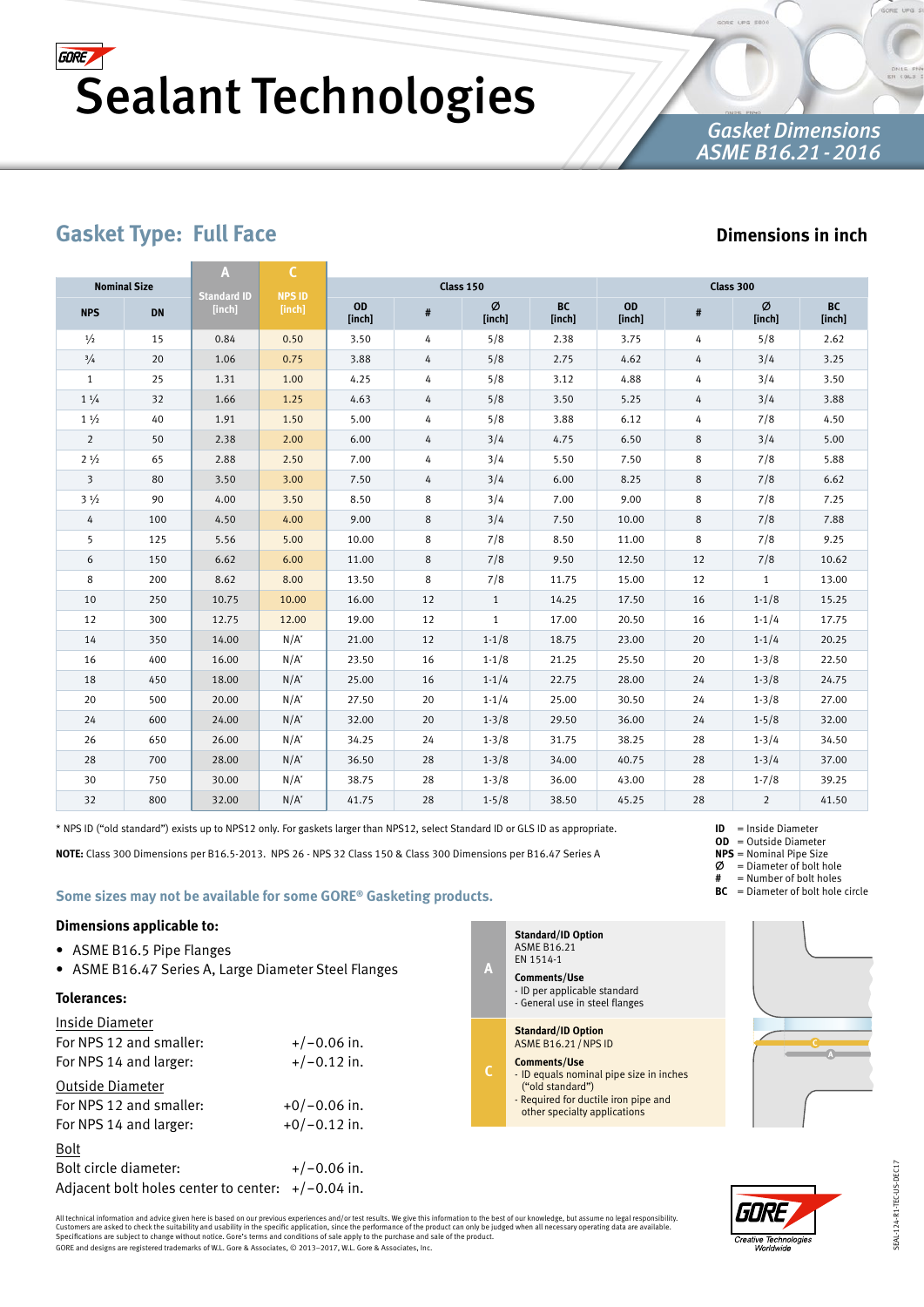GORE

# Sealant Technologies

*Gasket Dimensions ASME B16.21 - 2016*

## Gasket Type: Full Face

**Dimensions in inch**

| Nominal Size | | A | C | Class 150 | | | | Class 300 | | | |
|---|---|---|---|---|---|---|---|---|---|---|---|
| NPS | DN | Standard ID [inch] | NPS ID [inch] | OD [inch] | # | Ø [inch] | BC [inch] | OD [inch] | # | Ø [inch] | BC [inch] |
| ½ | 15 | 0.84 | 0.50 | 3.50 | 4 | 5/8 | 2.38 | 3.75 | 4 | 5/8 | 2.62 |
| ¾ | 20 | 1.06 | 0.75 | 3.88 | 4 | 5/8 | 2.75 | 4.62 | 4 | 3/4 | 3.25 |
| 1 | 25 | 1.31 | 1.00 | 4.25 | 4 | 5/8 | 3.12 | 4.88 | 4 | 3/4 | 3.50 |
| 1 ¼ | 32 | 1.66 | 1.25 | 4.63 | 4 | 5/8 | 3.50 | 5.25 | 4 | 3/4 | 3.88 |
| 1 ½ | 40 | 1.91 | 1.50 | 5.00 | 4 | 5/8 | 3.88 | 6.12 | 4 | 7/8 | 4.50 |
| 2 | 50 | 2.38 | 2.00 | 6.00 | 4 | 3/4 | 4.75 | 6.50 | 8 | 3/4 | 5.00 |
| 2 ½ | 65 | 2.88 | 2.50 | 7.00 | 4 | 3/4 | 5.50 | 7.50 | 8 | 7/8 | 5.88 |
| 3 | 80 | 3.50 | 3.00 | 7.50 | 4 | 3/4 | 6.00 | 8.25 | 8 | 7/8 | 6.62 |
| 3 ½ | 90 | 4.00 | 3.50 | 8.50 | 8 | 3/4 | 7.00 | 9.00 | 8 | 7/8 | 7.25 |
| 4 | 100 | 4.50 | 4.00 | 9.00 | 8 | 3/4 | 7.50 | 10.00 | 8 | 7/8 | 7.88 |
| 5 | 125 | 5.56 | 5.00 | 10.00 | 8 | 7/8 | 8.50 | 11.00 | 8 | 7/8 | 9.25 |
| 6 | 150 | 6.62 | 6.00 | 11.00 | 8 | 7/8 | 9.50 | 12.50 | 12 | 7/8 | 10.62 |
| 8 | 200 | 8.62 | 8.00 | 13.50 | 8 | 7/8 | 11.75 | 15.00 | 12 | 1 | 13.00 |
| 10 | 250 | 10.75 | 10.00 | 16.00 | 12 | 1 | 14.25 | 17.50 | 16 | 1-1/8 | 15.25 |
| 12 | 300 | 12.75 | 12.00 | 19.00 | 12 | 1 | 17.00 | 20.50 | 16 | 1-1/4 | 17.75 |
| 14 | 350 | 14.00 | N/A* | 21.00 | 12 | 1-1/8 | 18.75 | 23.00 | 20 | 1-1/4 | 20.25 |
| 16 | 400 | 16.00 | N/A* | 23.50 | 16 | 1-1/8 | 21.25 | 25.50 | 20 | 1-3/8 | 22.50 |
| 18 | 450 | 18.00 | N/A* | 25.00 | 16 | 1-1/4 | 22.75 | 28.00 | 24 | 1-3/8 | 24.75 |
| 20 | 500 | 20.00 | N/A* | 27.50 | 20 | 1-1/4 | 25.00 | 30.50 | 24 | 1-3/8 | 27.00 |
| 24 | 600 | 24.00 | N/A* | 32.00 | 20 | 1-3/8 | 29.50 | 36.00 | 24 | 1-5/8 | 32.00 |
| 26 | 650 | 26.00 | N/A* | 34.25 | 24 | 1-3/8 | 31.75 | 38.25 | 28 | 1-3/4 | 34.50 |
| 28 | 700 | 28.00 | N/A* | 36.50 | 28 | 1-3/8 | 34.00 | 40.75 | 28 | 1-3/4 | 37.00 |
| 30 | 750 | 30.00 | N/A* | 38.75 | 28 | 1-3/8 | 36.00 | 43.00 | 28 | 1-7/8 | 39.25 |
| 32 | 800 | 32.00 | N/A* | 41.75 | 28 | 1-5/8 | 38.50 | 45.25 | 28 | 2 | 41.50 |

* NPS ID ("old standard") exists up to NPS12 only. For gaskets larger than NPS12, select Standard ID or GLS ID as appropriate.

**NOTE:** Class 300 Dimensions per B16.5-2013. NPS 26 - NPS 32 Class 150 & Class 300 Dimensions per B16.47 Series A

**ID** = Inside Diameter
**OD** = Outside Diameter
**NPS** = Nominal Pipe Size
**Ø** = Diameter of bolt hole
**#** = Number of bolt holes
**BC** = Diameter of bolt hole circle

**Some sizes may not be available for some GORE® Gasketing products.**

### Dimensions applicable to:

- ASME B16.5 Pipe Flanges
- ASME B16.47 Series A, Large Diameter Steel Flanges

### Tolerances:

Inside Diameter
For NPS 12 and smaller: +/−0.06 in.
For NPS 14 and larger: +/−0.12 in.

Outside Diameter
For NPS 12 and smaller: +0/−0.06 in.
For NPS 14 and larger: +0/−0.12 in.

Bolt
Bolt circle diameter: +/−0.06 in.
Adjacent bolt holes center to center: +/−0.04 in.

| | |
|---|---|
| A | **Standard/ID Option** ASME B16.21 EN 1514-1 **Comments/Use** - ID per applicable standard - General use in steel flanges |
| C | **Standard/ID Option** ASME B16.21 / NPS ID **Comments/Use** - ID equals nominal pipe size in inches ("old standard") - Required for ductile iron pipe and other specialty applications |

All technical information and advice given here is based on our previous experiences and/or test results. We give this information to the best of our knowledge, but assume no legal responsibility. Customers are asked to check the suitability and usability in the specific application, since the performance of the product can only be judged when all necessary operating data are available. Specifications are subject to change without notice. Gore's terms and conditions of sale apply to the purchase and sale of the product.
GORE and designs are registered trademarks of W.L. Gore & Associates, © 2013–2017, W.L. Gore & Associates, Inc.

GORE Creative Technologies Worldwide

SEAL-124-R1-TEC-US-DEC17